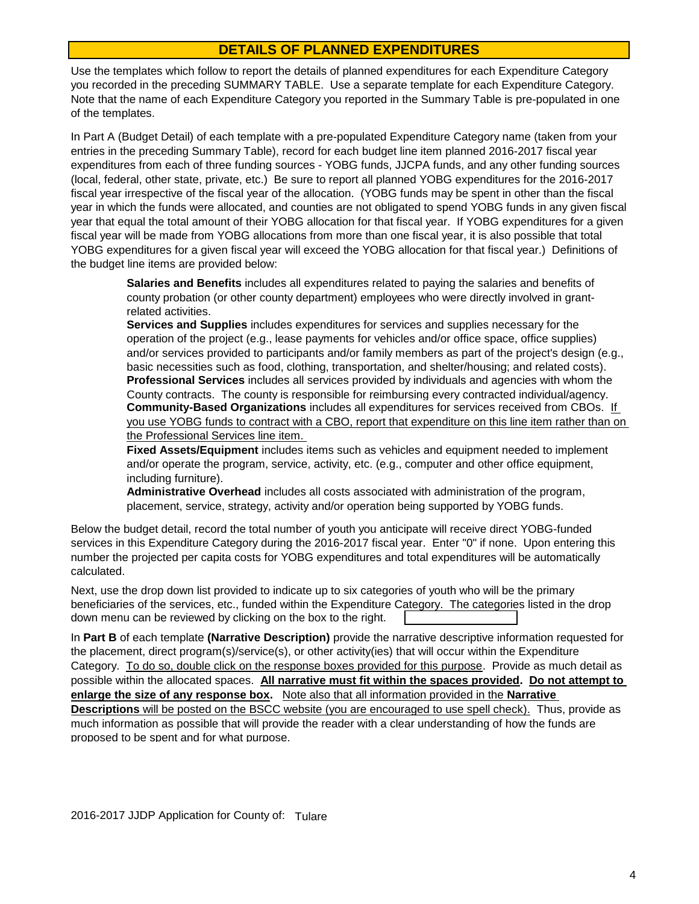## DETAILS OF PLANNED EXPENDITURES

Use the templates which follow to report the details of planned expenditures for each Expenditure Category you recorded in the preceding SUMMARY TABLE. Use a separate template for each Expenditure Category. Note that the name of each Expenditure Category you reported in the Summary Table is pre-populated in one of the templates.

In Part A (Budget Detail) of each template with a pre-populated Expenditure Category name (taken from your entries in the preceding Summary Table), record for each budget line item planned 2016-2017 fiscal year expenditures from each of three funding sources - YOBG funds, JJCPA funds, and any other funding sources (local, federal, other state, private, etc.) Be sure to report all planned YOBG expenditures for the 2016-2017 fiscal year irrespective of the fiscal year of the allocation. (YOBG funds may be spent in other than the fiscal year in which the funds were allocated, and counties are not obligated to spend YOBG funds in any given fiscal year that equal the total amount of their YOBG allocation for that fiscal year. If YOBG expenditures for a given fiscal year will be made from YOBG allocations from more than one fiscal year, it is also possible that total YOBG expenditures for a given fiscal year will exceed the YOBG allocation for that fiscal year.) Definitions of the budget line items are provided below:

> **Salaries and Benefits** includes all expenditures related to paying the salaries and benefits of county probation (or other county department) employees who were directly involved in grant-related activities.
>
> **Services and Supplies** includes expenditures for services and supplies necessary for the operation of the project (e.g., lease payments for vehicles and/or office space, office supplies) and/or services provided to participants and/or family members as part of the project's design (e.g., basic necessities such as food, clothing, transportation, and shelter/housing; and related costs).
>
> **Professional Services** includes all services provided by individuals and agencies with whom the County contracts. The county is responsible for reimbursing every contracted individual/agency.
>
> **Community-Based Organizations** includes all expenditures for services received from CBOs. If you use YOBG funds to contract with a CBO, report that expenditure on this line item rather than on the Professional Services line item.
>
> **Fixed Assets/Equipment** includes items such as vehicles and equipment needed to implement and/or operate the program, service, activity, etc. (e.g., computer and other office equipment, including furniture).
>
> **Administrative Overhead** includes all costs associated with administration of the program, placement, service, strategy, activity and/or operation being supported by YOBG funds.

Below the budget detail, record the total number of youth you anticipate will receive direct YOBG-funded services in this Expenditure Category during the 2016-2017 fiscal year. Enter "0" if none. Upon entering this number the projected per capita costs for YOBG expenditures and total expenditures will be automatically calculated.

Next, use the drop down list provided to indicate up to six categories of youth who will be the primary beneficiaries of the services, etc., funded within the Expenditure Category. The categories listed in the drop down menu can be reviewed by clicking on the box to the right.

In **Part B** of each template **(Narrative Description)** provide the narrative descriptive information requested for the placement, direct program(s)/service(s), or other activity(ies) that will occur within the Expenditure Category. To do so, double click on the response boxes provided for this purpose. Provide as much detail as possible within the allocated spaces. **All narrative must fit within the spaces provided. Do not attempt to enlarge the size of any response box.** Note also that all information provided in the **Narrative Descriptions** will be posted on the BSCC website (you are encouraged to use spell check). Thus, provide as much information as possible that will provide the reader with a clear understanding of how the funds are proposed to be spent and for what purpose.

2016-2017 JJDP Application for County of: Tulare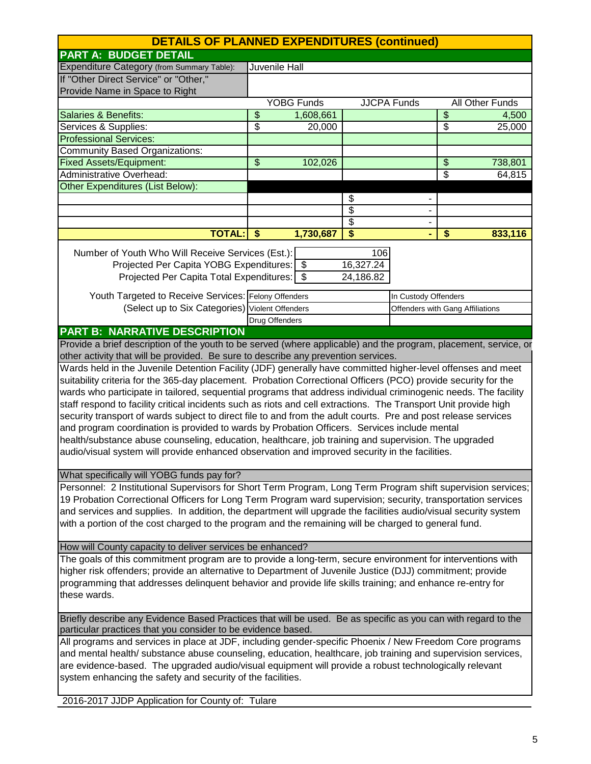## DETAILS OF PLANNED EXPENDITURES (continued)

### PART A: BUDGET DETAIL

| Expenditure Category (from Summary Table): | Juvenile Hall | | |
|---|---|---|---|
| If "Other Direct Service" or "Other," Provide Name in Space to Right | | | |
| | **YOBG Funds** | **JJCPA Funds** | **All Other Funds** |
| Salaries & Benefits: | $ 1,608,661 | | $ 4,500 |
| Services & Supplies: | $ 20,000 | | $ 25,000 |
| Professional Services: | | | |
| Community Based Organizations: | | | |
| Fixed Assets/Equipment: | $ 102,026 | | $ 738,801 |
| Administrative Overhead: | | | $ 64,815 |
| Other Expenditures (List Below): | | | |
| | | $ - | |
| | | $ - | |
| | | $ - | |
| **TOTAL:** | **$ 1,730,687** | **$ -** | **$ 833,116** |

| | |
|---|---|
| Number of Youth Who Will Receive Services (Est.): | 106 |
| Projected Per Capita YOBG Expenditures: | $ 16,327.24 |
| Projected Per Capita Total Expenditures: | $ 24,186.82 |

| Youth Targeted to Receive Services: (Select up to Six Categories) | | |
|---|---|---|
| | Felony Offenders | In Custody Offenders |
| | Violent Offenders | Offenders with Gang Affiliations |
| | Drug Offenders | |

### PART B: NARRATIVE DESCRIPTION

**Provide a brief description of the youth to be served (where applicable) and the program, placement, service, or other activity that will be provided. Be sure to describe any prevention services.**

Wards held in the Juvenile Detention Facility (JDF) generally have committed higher-level offenses and meet suitability criteria for the 365-day placement. Probation Correctional Officers (PCO) provide security for the wards who participate in tailored, sequential programs that address individual criminogenic needs. The facility staff respond to facility critical incidents such as riots and cell extractions. The Transport Unit provide high security transport of wards subject to direct file to and from the adult courts. Pre and post release services and program coordination is provided to wards by Probation Officers. Services include mental health/substance abuse counseling, education, healthcare, job training and supervision. The upgraded audio/visual system will provide enhanced observation and improved security in the facilities.

**What specifically will YOBG funds pay for?**

Personnel: 2 Institutional Supervisors for Short Term Program, Long Term Program shift supervision services; 19 Probation Correctional Officers for Long Term Program ward supervision; security, transportation services and services and supplies. In addition, the department will upgrade the facilities audio/visual security system with a portion of the cost charged to the program and the remaining will be charged to general fund.

**How will County capacity to deliver services be enhanced?**

The goals of this commitment program are to provide a long-term, secure environment for interventions with higher risk offenders; provide an alternative to Department of Juvenile Justice (DJJ) commitment; provide programming that addresses delinquent behavior and provide life skills training; and enhance re-entry for these wards.

**Briefly describe any Evidence Based Practices that will be used. Be as specific as you can with regard to the particular practices that you consider to be evidence based.**

All programs and services in place at JDF, including gender-specific Phoenix / New Freedom Core programs and mental health/ substance abuse counseling, education, healthcare, job training and supervision services, are evidence-based. The upgraded audio/visual equipment will provide a robust technologically relevant system enhancing the safety and security of the facilities.

2016-2017 JJDP Application for County of: Tulare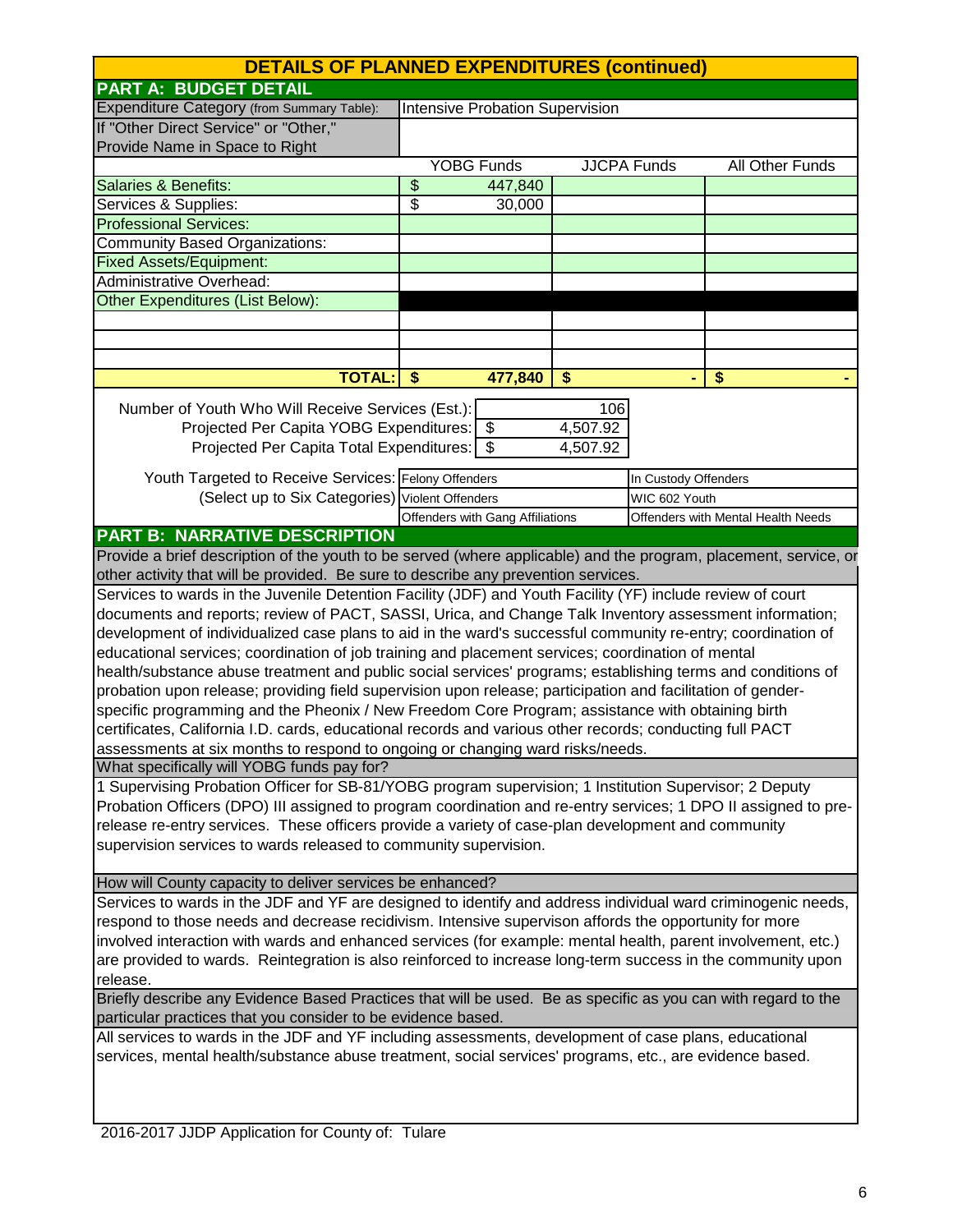# DETAILS OF PLANNED EXPENDITURES (continued)

## PART A: BUDGET DETAIL

| Expenditure Category (from Summary Table): | Intensive Probation Supervision | | |
|---|---|---|---|
| If "Other Direct Service" or "Other," Provide Name in Space to Right | | | |
| | YOBG Funds | JJCPA Funds | All Other Funds |
| Salaries & Benefits: | $ 447,840 | | |
| Services & Supplies: | $ 30,000 | | |
| Professional Services: | | | |
| Community Based Organizations: | | | |
| Fixed Assets/Equipment: | | | |
| Administrative Overhead: | | | |
| Other Expenditures (List Below): | | | |
| | | | |
| | | | |
| | | | |
| **TOTAL:** | **$ 477,840** | **$ -** | **$ -** |

| | |
|---|---|
| Number of Youth Who Will Receive Services (Est.): | 106 |
| Projected Per Capita YOBG Expenditures: | $ 4,507.92 |
| Projected Per Capita Total Expenditures: | $ 4,507.92 |

| Youth Targeted to Receive Services: (Select up to Six Categories) | | |
|---|---|---|
| | Felony Offenders | In Custody Offenders |
| | Violent Offenders | WIC 602 Youth |
| | Offenders with Gang Affiliations | Offenders with Mental Health Needs |

## PART B: NARRATIVE DESCRIPTION

**Provide a brief description of the youth to be served (where applicable) and the program, placement, service, or other activity that will be provided. Be sure to describe any prevention services.**

Services to wards in the Juvenile Detention Facility (JDF) and Youth Facility (YF) include review of court documents and reports; review of PACT, SASSI, Urica, and Change Talk Inventory assessment information; development of individualized case plans to aid in the ward's successful community re-entry; coordination of educational services; coordination of job training and placement services; coordination of mental health/substance abuse treatment and public social services' programs; establishing terms and conditions of probation upon release; providing field supervision upon release; participation and facilitation of gender-specific programming and the Pheonix / New Freedom Core Program; assistance with obtaining birth certificates, California I.D. cards, educational records and various other records; conducting full PACT assessments at six months to respond to ongoing or changing ward risks/needs.

**What specifically will YOBG funds pay for?**

1 Supervising Probation Officer for SB-81/YOBG program supervision; 1 Institution Supervisor; 2 Deputy Probation Officers (DPO) III assigned to program coordination and re-entry services; 1 DPO II assigned to pre-release re-entry services. These officers provide a variety of case-plan development and community supervision services to wards released to community supervision.

**How will County capacity to deliver services be enhanced?**

Services to wards in the JDF and YF are designed to identify and address individual ward criminogenic needs, respond to those needs and decrease recidivism. Intensive supervison affords the opportunity for more involved interaction with wards and enhanced services (for example: mental health, parent involvement, etc.) are provided to wards. Reintegration is also reinforced to increase long-term success in the community upon release.

**Briefly describe any Evidence Based Practices that will be used. Be as specific as you can with regard to the particular practices that you consider to be evidence based.**

All services to wards in the JDF and YF including assessments, development of case plans, educational services, mental health/substance abuse treatment, social services' programs, etc., are evidence based.

2016-2017 JJDP Application for County of: Tulare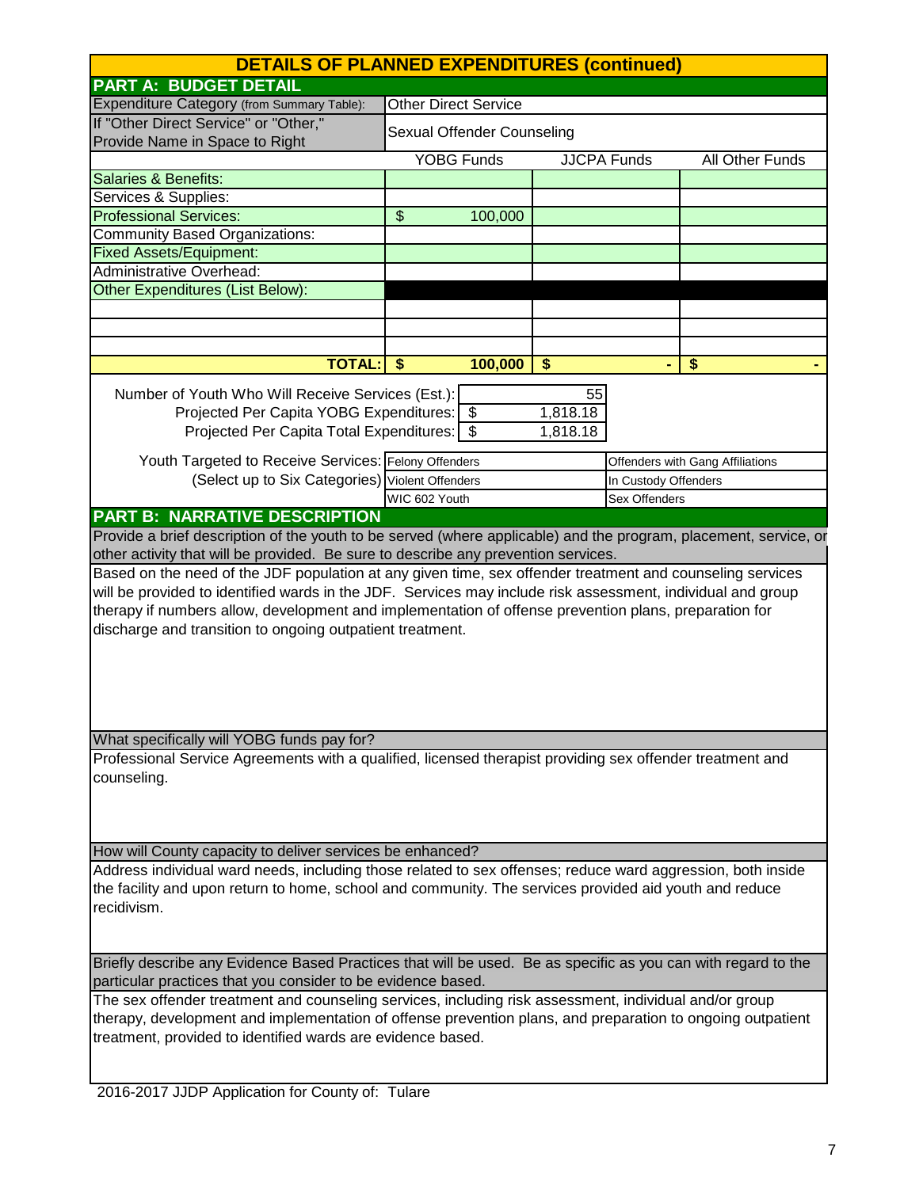## DETAILS OF PLANNED EXPENDITURES (continued)

### PART A: BUDGET DETAIL

| Expenditure Category (from Summary Table): | Other Direct Service | | |
|---|---|---|---|
| If "Other Direct Service" or "Other," Provide Name in Space to Right | Sexual Offender Counseling | | |
| | YOBG Funds | JJCPA Funds | All Other Funds |
| Salaries & Benefits: | | | |
| Services & Supplies: | | | |
| Professional Services: | $ 100,000 | | |
| Community Based Organizations: | | | |
| Fixed Assets/Equipment: | | | |
| Administrative Overhead: | | | |
| Other Expenditures (List Below): | | | |
| | | | |
| | | | |
| | | | |
| **TOTAL:** | **$ 100,000** | **$ -** | **$ -** |

| | |
|---|---|
| Number of Youth Who Will Receive Services (Est.): | 55 |
| Projected Per Capita YOBG Expenditures: | $ 1,818.18 |
| Projected Per Capita Total Expenditures: | $ 1,818.18 |

| Youth Targeted to Receive Services: (Select up to Six Categories) | | |
|---|---|---|
| | Felony Offenders | Offenders with Gang Affiliations |
| | Violent Offenders | In Custody Offenders |
| | WIC 602 Youth | Sex Offenders |

### PART B: NARRATIVE DESCRIPTION

**Provide a brief description of the youth to be served (where applicable) and the program, placement, service, or other activity that will be provided. Be sure to describe any prevention services.**

Based on the need of the JDF population at any given time, sex offender treatment and counseling services will be provided to identified wards in the JDF. Services may include risk assessment, individual and group therapy if numbers allow, development and implementation of offense prevention plans, preparation for discharge and transition to ongoing outpatient treatment.

**What specifically will YOBG funds pay for?**

Professional Service Agreements with a qualified, licensed therapist providing sex offender treatment and counseling.

**How will County capacity to deliver services be enhanced?**

Address individual ward needs, including those related to sex offenses; reduce ward aggression, both inside the facility and upon return to home, school and community. The services provided aid youth and reduce recidivism.

**Briefly describe any Evidence Based Practices that will be used. Be as specific as you can with regard to the particular practices that you consider to be evidence based.**

The sex offender treatment and counseling services, including risk assessment, individual and/or group therapy, development and implementation of offense prevention plans, and preparation to ongoing outpatient treatment, provided to identified wards are evidence based.

2016-2017 JJDP Application for County of: Tulare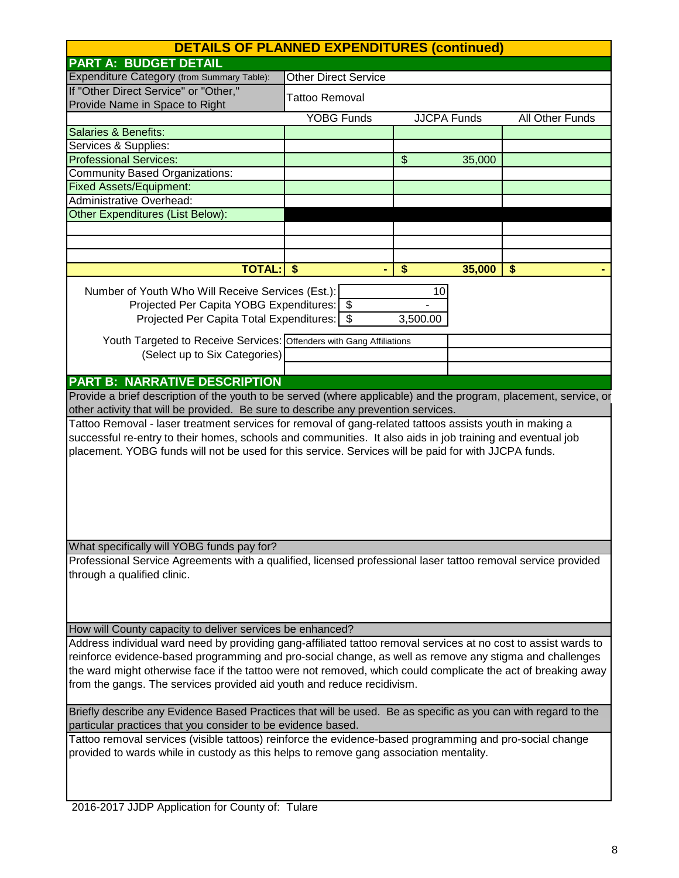# DETAILS OF PLANNED EXPENDITURES (continued)

## PART A: BUDGET DETAIL

| Expenditure Category (from Summary Table): | Other Direct Service | | |
|---|---|---|---|
| If "Other Direct Service" or "Other," Provide Name in Space to Right | Tattoo Removal | | |
| | YOBG Funds | JJCPA Funds | All Other Funds |
| Salaries & Benefits: | | | |
| Services & Supplies: | | | |
| Professional Services: | | $ 35,000 | |
| Community Based Organizations: | | | |
| Fixed Assets/Equipment: | | | |
| Administrative Overhead: | | | |
| Other Expenditures (List Below): | | | |
| | | | |
| | | | |
| | | | |
| **TOTAL:** | **$ -** | **$ 35,000** | **$ -** |

| | |
|---|---|
| Number of Youth Who Will Receive Services (Est.): | 10 |
| Projected Per Capita YOBG Expenditures: | $ - |
| Projected Per Capita Total Expenditures: | $ 3,500.00 |

Youth Targeted to Receive Services: (Select up to Six Categories)

| | |
|---|---|
| Offenders with Gang Affiliations | |
| | |
| | |

## PART B: NARRATIVE DESCRIPTION

Provide a brief description of the youth to be served (where applicable) and the program, placement, service, or other activity that will be provided. Be sure to describe any prevention services.

Tattoo Removal - laser treatment services for removal of gang-related tattoos assists youth in making a successful re-entry to their homes, schools and communities. It also aids in job training and eventual job placement. YOBG funds will not be used for this service. Services will be paid for with JJCPA funds.

What specifically will YOBG funds pay for?

Professional Service Agreements with a qualified, licensed professional laser tattoo removal service provided through a qualified clinic.

How will County capacity to deliver services be enhanced?

Address individual ward need by providing gang-affiliated tattoo removal services at no cost to assist wards to reinforce evidence-based programming and pro-social change, as well as remove any stigma and challenges the ward might otherwise face if the tattoo were not removed, which could complicate the act of breaking away from the gangs. The services provided aid youth and reduce recidivism.

Briefly describe any Evidence Based Practices that will be used. Be as specific as you can with regard to the particular practices that you consider to be evidence based.

Tattoo removal services (visible tattoos) reinforce the evidence-based programming and pro-social change provided to wards while in custody as this helps to remove gang association mentality.

2016-2017 JJDP Application for County of: Tulare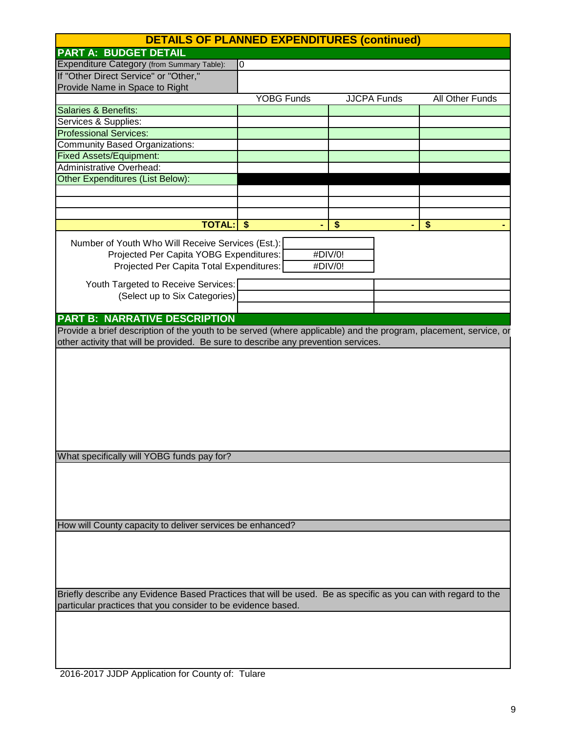## DETAILS OF PLANNED EXPENDITURES (continued)

### PART A: BUDGET DETAIL

| Expenditure Category (from Summary Table): | 0 | | |
|---|---|---|---|
| If "Other Direct Service" or "Other," Provide Name in Space to Right | | | |
| | YOBG Funds | JJCPA Funds | All Other Funds |
| Salaries & Benefits: | | | |
| Services & Supplies: | | | |
| Professional Services: | | | |
| Community Based Organizations: | | | |
| Fixed Assets/Equipment: | | | |
| Administrative Overhead: | | | |
| Other Expenditures (List Below): | | | |
| | | | |
| | | | |
| | | | |
| **TOTAL:** | **$ -** | **$ -** | **$ -** |

| | |
|---|---|
| Number of Youth Who Will Receive Services (Est.): | |
| Projected Per Capita YOBG Expenditures: | #DIV/0! |
| Projected Per Capita Total Expenditures: | #DIV/0! |

| Youth Targeted to Receive Services: (Select up to Six Categories) | | |
|---|---|---|
| | | |
| | | |

### PART B: NARRATIVE DESCRIPTION

Provide a brief description of the youth to be served (where applicable) and the program, placement, service, or other activity that will be provided. Be sure to describe any prevention services.

What specifically will YOBG funds pay for?

How will County capacity to deliver services be enhanced?

Briefly describe any Evidence Based Practices that will be used. Be as specific as you can with regard to the particular practices that you consider to be evidence based.

2016-2017 JJDP Application for County of: Tulare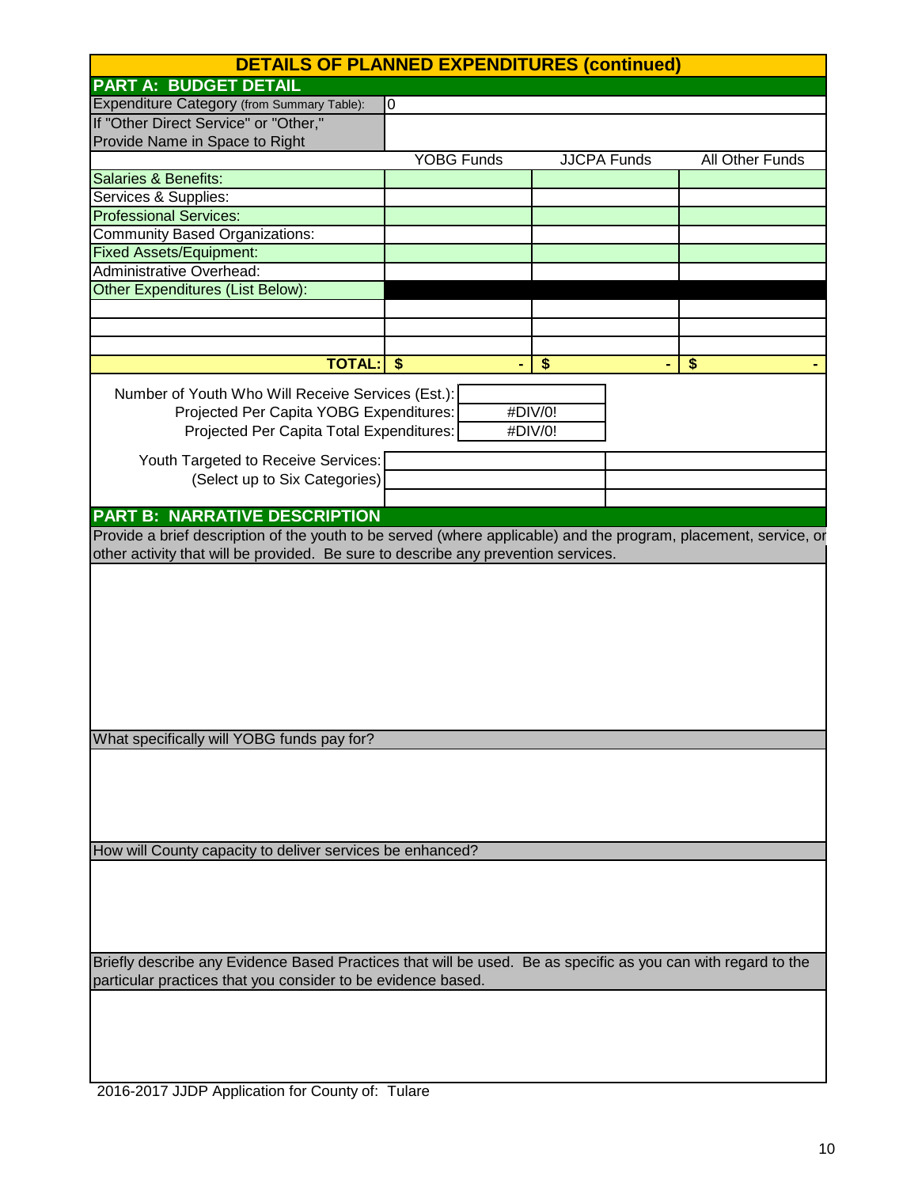# DETAILS OF PLANNED EXPENDITURES (continued)

## PART A: BUDGET DETAIL

| Expenditure Category (from Summary Table): | 0 | | |
|---|---|---|---|
| If "Other Direct Service" or "Other," Provide Name in Space to Right | | | |
| | YOBG Funds | JJCPA Funds | All Other Funds |
| Salaries & Benefits: | | | |
| Services & Supplies: | | | |
| Professional Services: | | | |
| Community Based Organizations: | | | |
| Fixed Assets/Equipment: | | | |
| Administrative Overhead: | | | |
| Other Expenditures (List Below): | | | |
| | | | |
| | | | |
| | | | |
| **TOTAL:** | **$ -** | **$ -** | **$ -** |

| | |
|---|---|
| Number of Youth Who Will Receive Services (Est.): | |
| Projected Per Capita YOBG Expenditures: | #DIV/0! |
| Projected Per Capita Total Expenditures: | #DIV/0! |

| Youth Targeted to Receive Services: (Select up to Six Categories) | | |
|---|---|---|
| | | |
| | | |

## PART B: NARRATIVE DESCRIPTION

Provide a brief description of the youth to be served (where applicable) and the program, placement, service, or other activity that will be provided. Be sure to describe any prevention services.

What specifically will YOBG funds pay for?

How will County capacity to deliver services be enhanced?

Briefly describe any Evidence Based Practices that will be used. Be as specific as you can with regard to the particular practices that you consider to be evidence based.

2016-2017 JJDP Application for County of: Tulare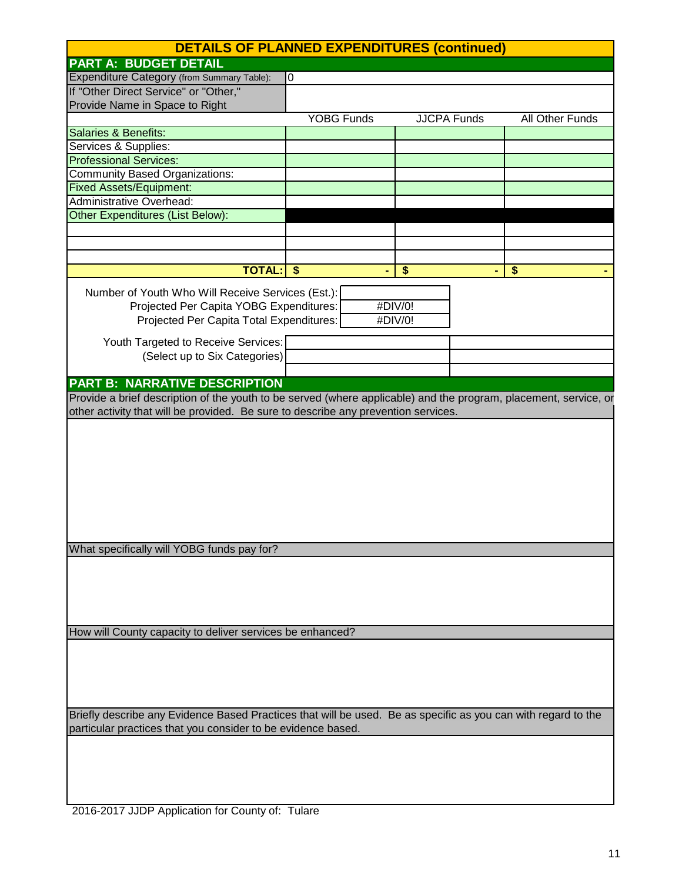# DETAILS OF PLANNED EXPENDITURES (continued)

## PART A: BUDGET DETAIL

| Expenditure Category (from Summary Table): | 0 | | |
|---|---|---|---|
| If "Other Direct Service" or "Other," Provide Name in Space to Right | | | |
| | YOBG Funds | JJCPA Funds | All Other Funds |
| Salaries & Benefits: | | | |
| Services & Supplies: | | | |
| Professional Services: | | | |
| Community Based Organizations: | | | |
| Fixed Assets/Equipment: | | | |
| Administrative Overhead: | | | |
| Other Expenditures (List Below): | | | |
| | | | |
| | | | |
| | | | |
| TOTAL: | $ - | $ - | $ - |

| | |
|---|---|
| Number of Youth Who Will Receive Services (Est.): | |
| Projected Per Capita YOBG Expenditures: | #DIV/0! |
| Projected Per Capita Total Expenditures: | #DIV/0! |

| Youth Targeted to Receive Services: (Select up to Six Categories) | | |
|---|---|---|
| | | |
| | | |

## PART B: NARRATIVE DESCRIPTION

Provide a brief description of the youth to be served (where applicable) and the program, placement, service, or other activity that will be provided. Be sure to describe any prevention services.

What specifically will YOBG funds pay for?

How will County capacity to deliver services be enhanced?

Briefly describe any Evidence Based Practices that will be used. Be as specific as you can with regard to the particular practices that you consider to be evidence based.

2016-2017 JJDP Application for County of: Tulare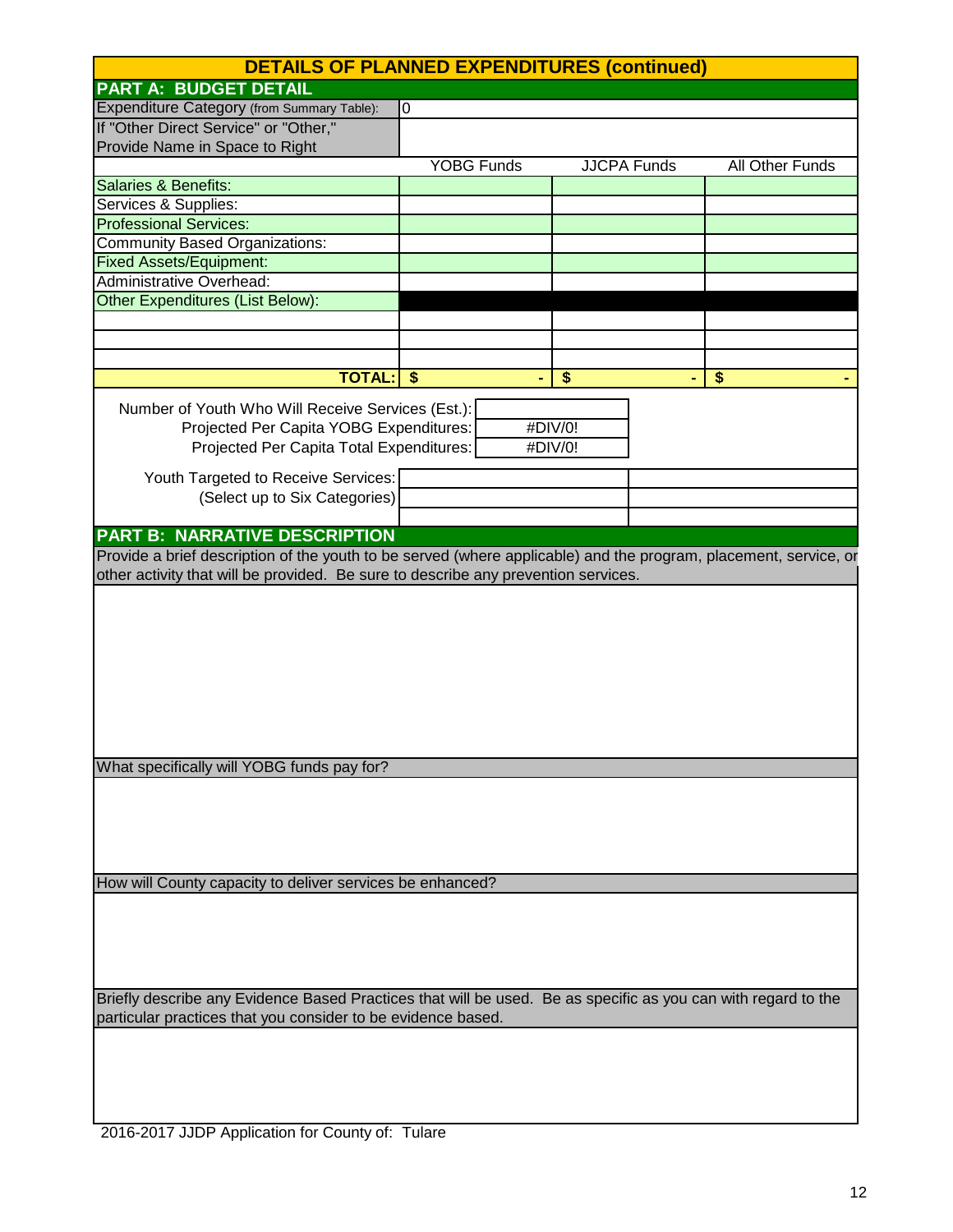# DETAILS OF PLANNED EXPENDITURES (continued)

## PART A: BUDGET DETAIL

| Expenditure Category (from Summary Table): | 0 | | |
|---|---|---|---|
| If "Other Direct Service" or "Other," Provide Name in Space to Right | | | |
| | YOBG Funds | JJCPA Funds | All Other Funds |
| Salaries & Benefits: | | | |
| Services & Supplies: | | | |
| Professional Services: | | | |
| Community Based Organizations: | | | |
| Fixed Assets/Equipment: | | | |
| Administrative Overhead: | | | |
| Other Expenditures (List Below): | | | |
| | | | |
| | | | |
| | | | |
| **TOTAL:** | **$ -** | **$ -** | **$ -** |

| | |
|---|---|
| Number of Youth Who Will Receive Services (Est.): | |
| Projected Per Capita YOBG Expenditures: | #DIV/0! |
| Projected Per Capita Total Expenditures: | #DIV/0! |

| Youth Targeted to Receive Services: (Select up to Six Categories) | | |
|---|---|---|
| | | |
| | | |
| | | |

## PART B: NARRATIVE DESCRIPTION

Provide a brief description of the youth to be served (where applicable) and the program, placement, service, or other activity that will be provided. Be sure to describe any prevention services.

What specifically will YOBG funds pay for?

How will County capacity to deliver services be enhanced?

Briefly describe any Evidence Based Practices that will be used. Be as specific as you can with regard to the particular practices that you consider to be evidence based.

2016-2017 JJDP Application for County of: Tulare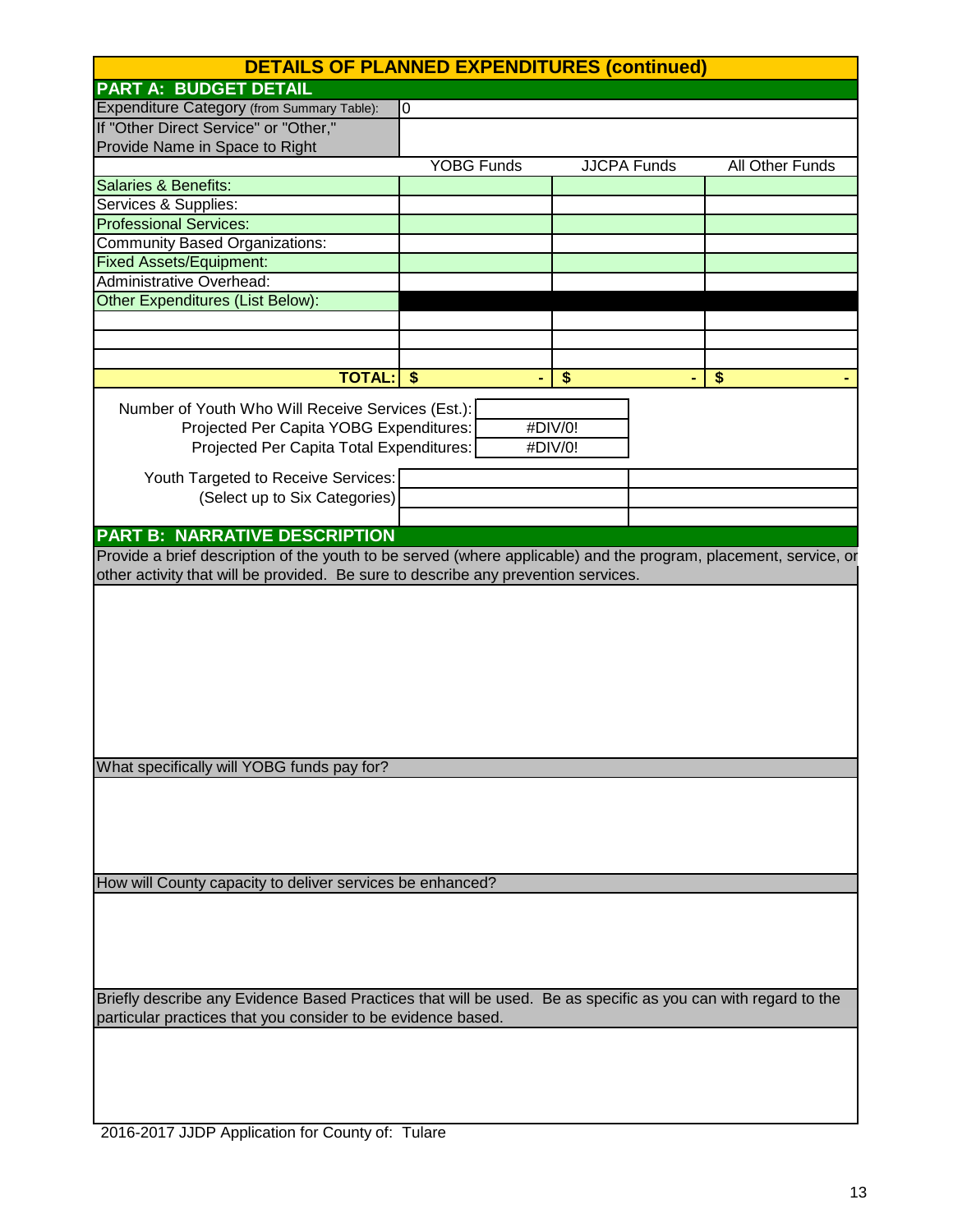# DETAILS OF PLANNED EXPENDITURES (continued)

## PART A: BUDGET DETAIL

| Expenditure Category (from Summary Table): | 0 | | |
|---|---|---|---|
| If "Other Direct Service" or "Other," Provide Name in Space to Right | | | |
| | YOBG Funds | JJCPA Funds | All Other Funds |
| Salaries & Benefits: | | | |
| Services & Supplies: | | | |
| Professional Services: | | | |
| Community Based Organizations: | | | |
| Fixed Assets/Equipment: | | | |
| Administrative Overhead: | | | |
| Other Expenditures (List Below): | | | |
| | | | |
| | | | |
| | | | |
| TOTAL: | $ - | $ - | $ - |

| | |
|---|---|
| Number of Youth Who Will Receive Services (Est.): | |
| Projected Per Capita YOBG Expenditures: | #DIV/0! |
| Projected Per Capita Total Expenditures: | #DIV/0! |

| | | |
|---|---|---|
| Youth Targeted to Receive Services: (Select up to Six Categories) | | |
| | | |
| | | |

## PART B: NARRATIVE DESCRIPTION

Provide a brief description of the youth to be served (where applicable) and the program, placement, service, or other activity that will be provided. Be sure to describe any prevention services.

What specifically will YOBG funds pay for?

How will County capacity to deliver services be enhanced?

Briefly describe any Evidence Based Practices that will be used. Be as specific as you can with regard to the particular practices that you consider to be evidence based.

2016-2017 JJDP Application for County of: Tulare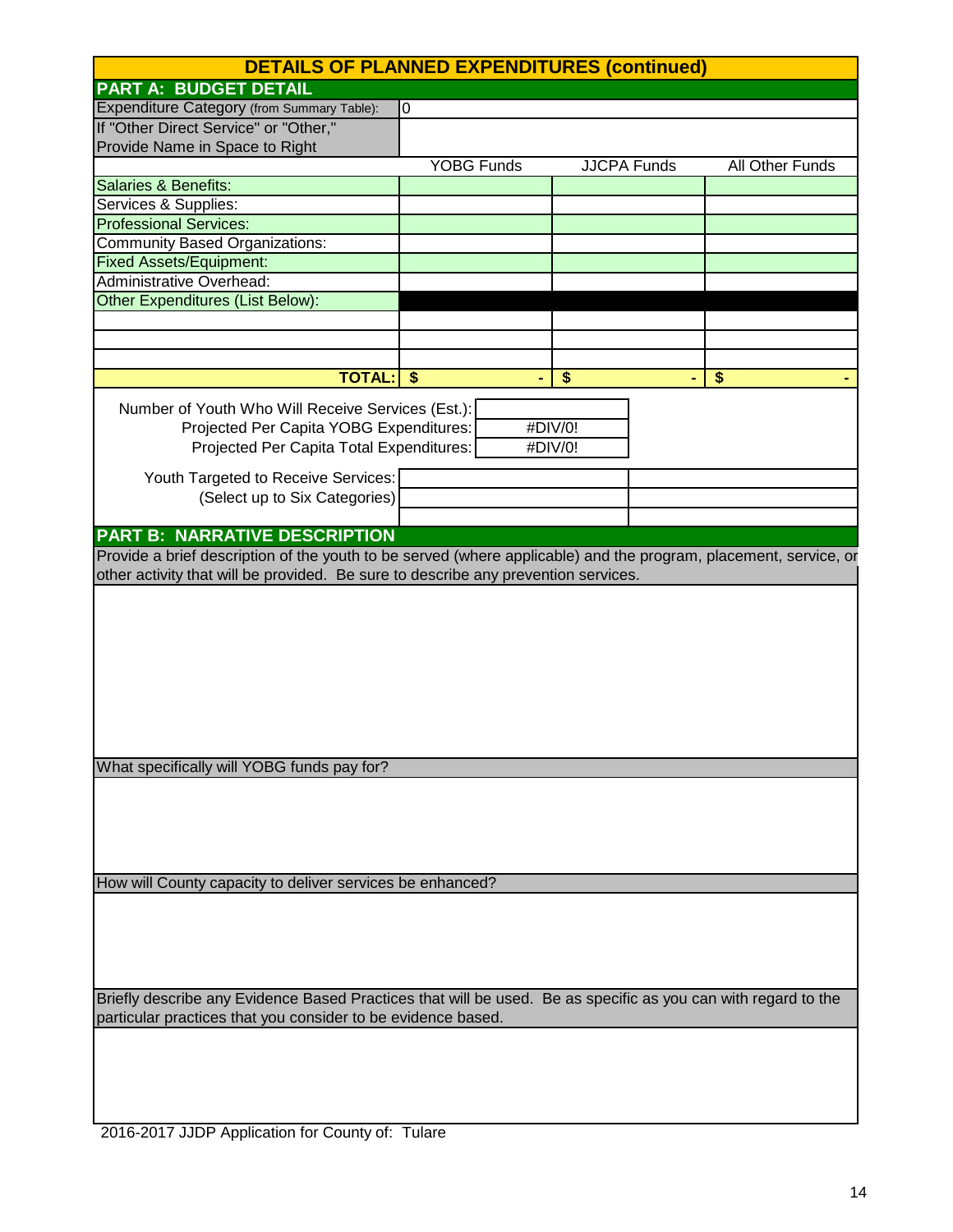# DETAILS OF PLANNED EXPENDITURES (continued)

## PART A: BUDGET DETAIL

| | | | |
|---|---|---|---|
| Expenditure Category (from Summary Table): | 0 | | |
| If "Other Direct Service" or "Other," Provide Name in Space to Right | | | |
| | YOBG Funds | JJCPA Funds | All Other Funds |
| Salaries & Benefits: | | | |
| Services & Supplies: | | | |
| Professional Services: | | | |
| Community Based Organizations: | | | |
| Fixed Assets/Equipment: | | | |
| Administrative Overhead: | | | |
| Other Expenditures (List Below): | | | |
| | | | |
| | | | |
| | | | |
| TOTAL: | $ - | $ - | $ - |

| | |
|---|---|
| Number of Youth Who Will Receive Services (Est.): | |
| Projected Per Capita YOBG Expenditures: | #DIV/0! |
| Projected Per Capita Total Expenditures: | #DIV/0! |

| | | |
|---|---|---|
| Youth Targeted to Receive Services: (Select up to Six Categories) | | |
| | | |
| | | |

## PART B: NARRATIVE DESCRIPTION

Provide a brief description of the youth to be served (where applicable) and the program, placement, service, or other activity that will be provided. Be sure to describe any prevention services.

What specifically will YOBG funds pay for?

How will County capacity to deliver services be enhanced?

Briefly describe any Evidence Based Practices that will be used. Be as specific as you can with regard to the particular practices that you consider to be evidence based.

2016-2017 JJDP Application for County of: Tulare